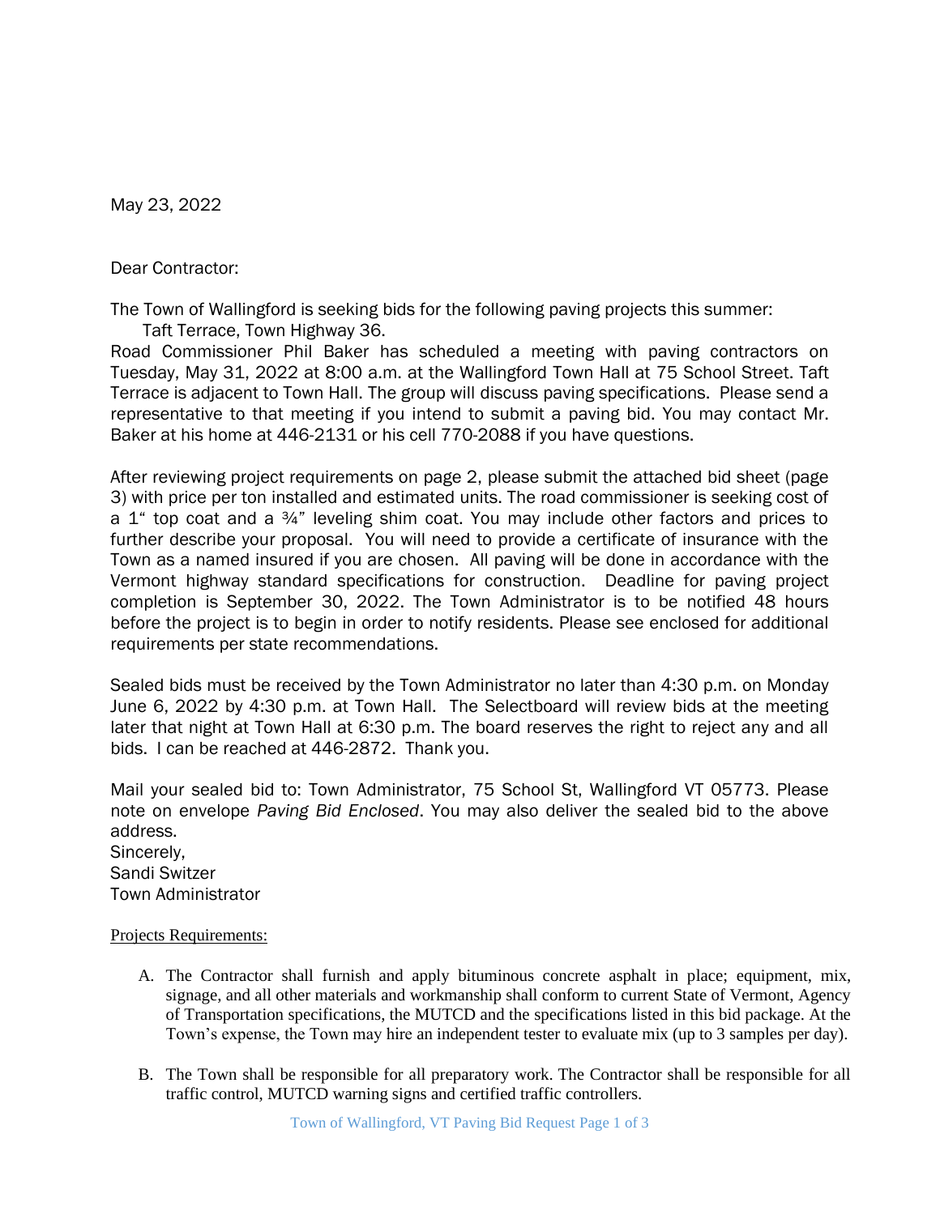May 23, 2022

Dear Contractor:

The Town of Wallingford is seeking bids for the following paving projects this summer:
Taft Terrace, Town Highway 36.

Road Commissioner Phil Baker has scheduled a meeting with paving contractors on Tuesday, May 31, 2022 at 8:00 a.m. at the Wallingford Town Hall at 75 School Street. Taft Terrace is adjacent to Town Hall. The group will discuss paving specifications. Please send a representative to that meeting if you intend to submit a paving bid. You may contact Mr. Baker at his home at 446-2131 or his cell 770-2088 if you have questions.

After reviewing project requirements on page 2, please submit the attached bid sheet (page 3) with price per ton installed and estimated units. The road commissioner is seeking cost of a 1" top coat and a ¾" leveling shim coat. You may include other factors and prices to further describe your proposal. You will need to provide a certificate of insurance with the Town as a named insured if you are chosen. All paving will be done in accordance with the Vermont highway standard specifications for construction. Deadline for paving project completion is September 30, 2022. The Town Administrator is to be notified 48 hours before the project is to begin in order to notify residents. Please see enclosed for additional requirements per state recommendations.

Sealed bids must be received by the Town Administrator no later than 4:30 p.m. on Monday June 6, 2022 by 4:30 p.m. at Town Hall. The Selectboard will review bids at the meeting later that night at Town Hall at 6:30 p.m. The board reserves the right to reject any and all bids. I can be reached at 446-2872. Thank you.

Mail your sealed bid to: Town Administrator, 75 School St, Wallingford VT 05773. Please note on envelope *Paving Bid Enclosed*. You may also deliver the sealed bid to the above address.

Sincerely,
Sandi Switzer
Town Administrator

Projects Requirements:

A. The Contractor shall furnish and apply bituminous concrete asphalt in place; equipment, mix, signage, and all other materials and workmanship shall conform to current State of Vermont, Agency of Transportation specifications, the MUTCD and the specifications listed in this bid package. At the Town's expense, the Town may hire an independent tester to evaluate mix (up to 3 samples per day).

B. The Town shall be responsible for all preparatory work. The Contractor shall be responsible for all traffic control, MUTCD warning signs and certified traffic controllers.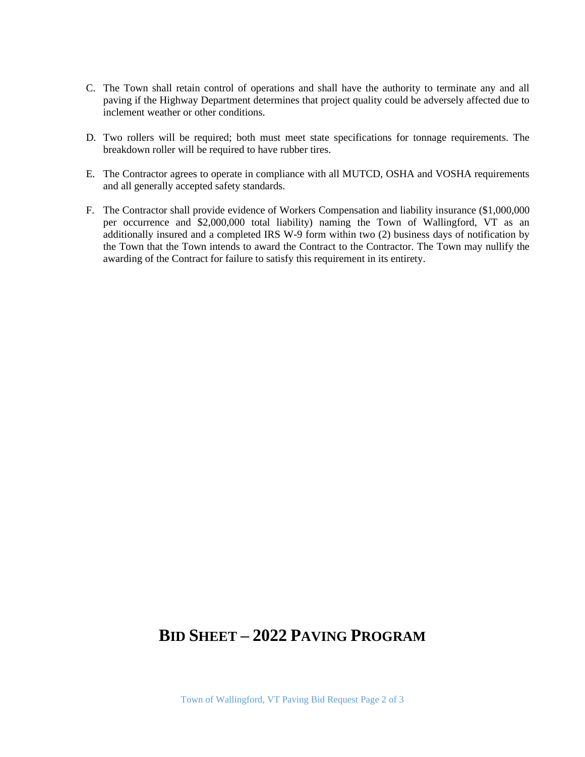C. The Town shall retain control of operations and shall have the authority to terminate any and all paving if the Highway Department determines that project quality could be adversely affected due to inclement weather or other conditions.

D. Two rollers will be required; both must meet state specifications for tonnage requirements. The breakdown roller will be required to have rubber tires.

E. The Contractor agrees to operate in compliance with all MUTCD, OSHA and VOSHA requirements and all generally accepted safety standards.

F. The Contractor shall provide evidence of Workers Compensation and liability insurance ($1,000,000 per occurrence and $2,000,000 total liability) naming the Town of Wallingford, VT as an additionally insured and a completed IRS W-9 form within two (2) business days of notification by the Town that the Town intends to award the Contract to the Contractor. The Town may nullify the awarding of the Contract for failure to satisfy this requirement in its entirety.

# BID SHEET – 2022 PAVING PROGRAM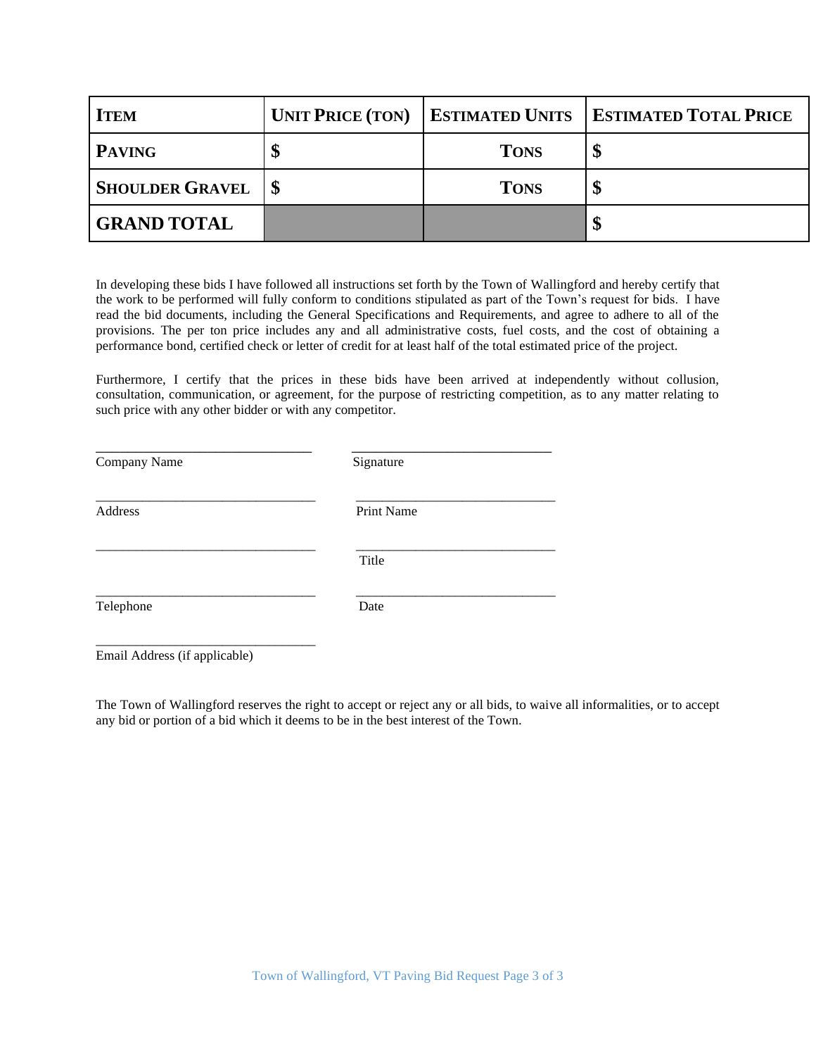| **Item** | **Unit Price (Ton)** | **Estimated Units** | **Estimated Total Price** |
|---|---|---|---|
| **Paving** | **$** | **Tons** | **$** |
| **Shoulder Gravel** | **$** | **Tons** | **$** |
| **GRAND TOTAL** | | | **$** |

In developing these bids I have followed all instructions set forth by the Town of Wallingford and hereby certify that the work to be performed will fully conform to conditions stipulated as part of the Town's request for bids. I have read the bid documents, including the General Specifications and Requirements, and agree to adhere to all of the provisions. The per ton price includes any and all administrative costs, fuel costs, and the cost of obtaining a performance bond, certified check or letter of credit for at least half of the total estimated price of the project.

Furthermore, I certify that the prices in these bids have been arrived at independently without collusion, consultation, communication, or agreement, for the purpose of restricting competition, as to any matter relating to such price with any other bidder or with any competitor.

\_\_\_\_\_\_\_\_\_\_\_\_\_\_\_\_\_\_\_\_\_\_\_\_\_\_\_\_\_\_\_\_
Company Name

\_\_\_\_\_\_\_\_\_\_\_\_\_\_\_\_\_\_\_\_\_\_\_\_\_\_\_\_\_\_\_\_
Address

\_\_\_\_\_\_\_\_\_\_\_\_\_\_\_\_\_\_\_\_\_\_\_\_\_\_\_\_\_\_\_\_

\_\_\_\_\_\_\_\_\_\_\_\_\_\_\_\_\_\_\_\_\_\_\_\_\_\_\_\_\_\_\_\_
Telephone

\_\_\_\_\_\_\_\_\_\_\_\_\_\_\_\_\_\_\_\_\_\_\_\_\_\_\_\_\_\_\_\_
Email Address (if applicable)

\_\_\_\_\_\_\_\_\_\_\_\_\_\_\_\_\_\_\_\_\_\_\_\_\_\_\_\_\_\_\_\_
Signature

\_\_\_\_\_\_\_\_\_\_\_\_\_\_\_\_\_\_\_\_\_\_\_\_\_\_\_\_\_\_\_\_
Print Name

\_\_\_\_\_\_\_\_\_\_\_\_\_\_\_\_\_\_\_\_\_\_\_\_\_\_\_\_\_\_\_\_
Title

\_\_\_\_\_\_\_\_\_\_\_\_\_\_\_\_\_\_\_\_\_\_\_\_\_\_\_\_\_\_\_\_
Date

The Town of Wallingford reserves the right to accept or reject any or all bids, to waive all informalities, or to accept any bid or portion of a bid which it deems to be in the best interest of the Town.